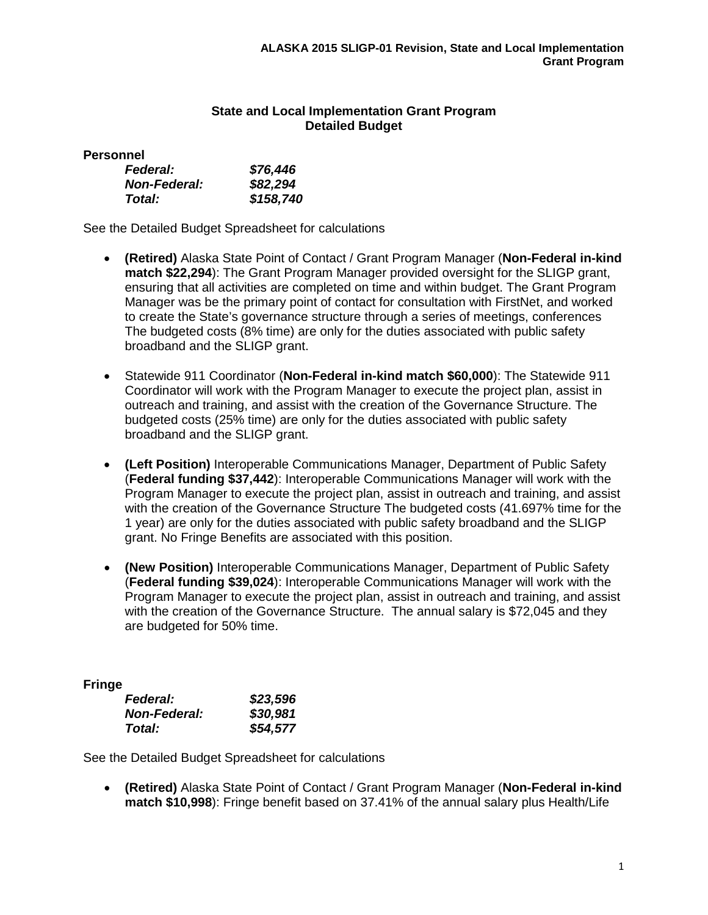## State and Local Implementation Grant Program
## Detailed Budget

**Personnel**

| | |
|---|---|
| ***Federal:*** | ***$76,446*** |
| ***Non-Federal:*** | ***$82,294*** |
| ***Total:*** | ***$158,740*** |

See the Detailed Budget Spreadsheet for calculations

- **(Retired)** Alaska State Point of Contact / Grant Program Manager (**Non-Federal in-kind match $22,294**): The Grant Program Manager provided oversight for the SLIGP grant, ensuring that all activities are completed on time and within budget. The Grant Program Manager was be the primary point of contact for consultation with FirstNet, and worked to create the State's governance structure through a series of meetings, conferences The budgeted costs (8% time) are only for the duties associated with public safety broadband and the SLIGP grant.

- Statewide 911 Coordinator (**Non-Federal in-kind match $60,000**): The Statewide 911 Coordinator will work with the Program Manager to execute the project plan, assist in outreach and training, and assist with the creation of the Governance Structure. The budgeted costs (25% time) are only for the duties associated with public safety broadband and the SLIGP grant.

- **(Left Position)** Interoperable Communications Manager, Department of Public Safety (**Federal funding $37,442**): Interoperable Communications Manager will work with the Program Manager to execute the project plan, assist in outreach and training, and assist with the creation of the Governance Structure The budgeted costs (41.697% time for the 1 year) are only for the duties associated with public safety broadband and the SLIGP grant. No Fringe Benefits are associated with this position.

- **(New Position)** Interoperable Communications Manager, Department of Public Safety (**Federal funding $39,024**): Interoperable Communications Manager will work with the Program Manager to execute the project plan, assist in outreach and training, and assist with the creation of the Governance Structure. The annual salary is $72,045 and they are budgeted for 50% time.

**Fringe**

| | |
|---|---|
| ***Federal:*** | ***$23,596*** |
| ***Non-Federal:*** | ***$30,981*** |
| ***Total:*** | ***$54,577*** |

See the Detailed Budget Spreadsheet for calculations

- **(Retired)** Alaska State Point of Contact / Grant Program Manager (**Non-Federal in-kind match $10,998**): Fringe benefit based on 37.41% of the annual salary plus Health/Life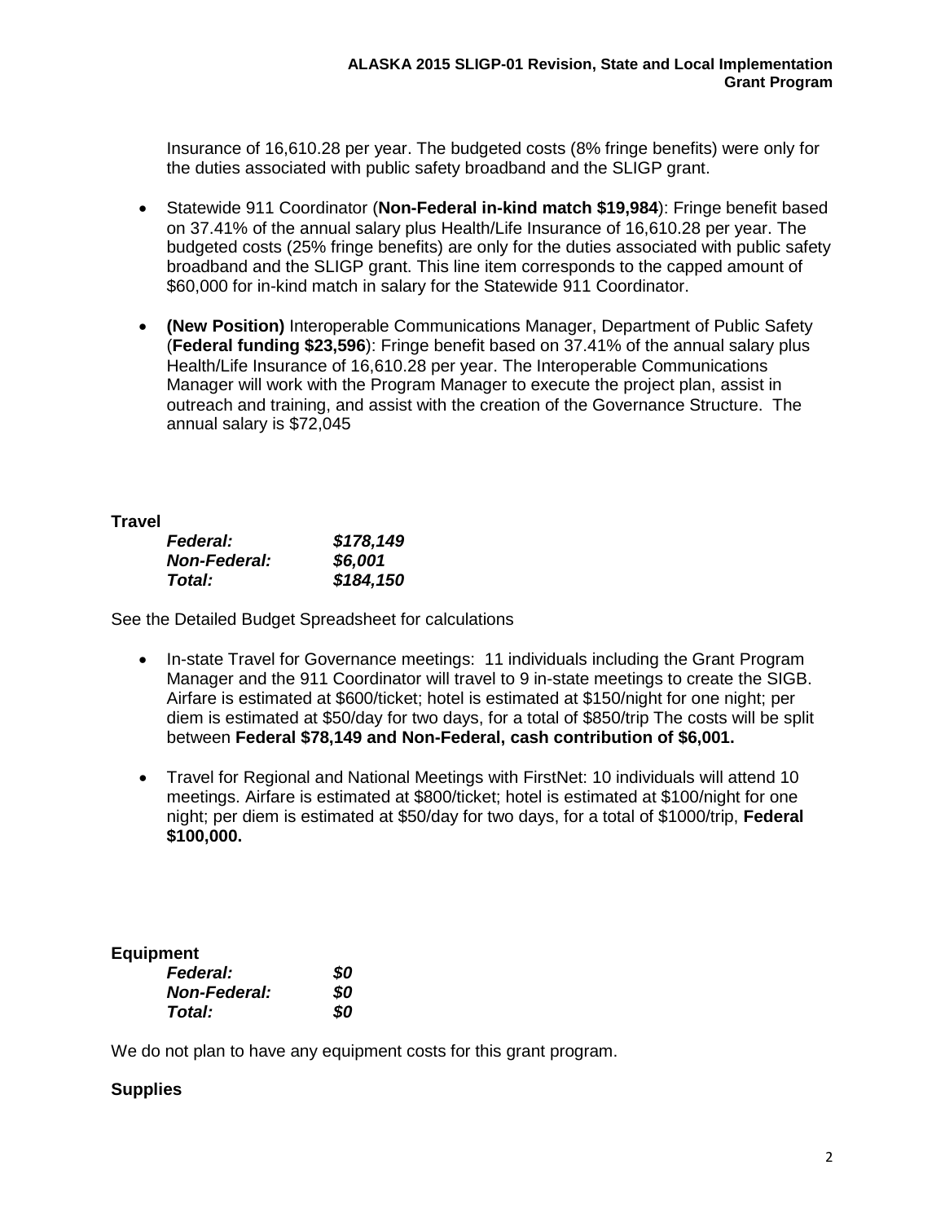Insurance of 16,610.28 per year. The budgeted costs (8% fringe benefits) were only for the duties associated with public safety broadband and the SLIGP grant.

- Statewide 911 Coordinator (**Non-Federal in-kind match $19,984**): Fringe benefit based on 37.41% of the annual salary plus Health/Life Insurance of 16,610.28 per year. The budgeted costs (25% fringe benefits) are only for the duties associated with public safety broadband and the SLIGP grant. This line item corresponds to the capped amount of $60,000 for in-kind match in salary for the Statewide 911 Coordinator.

- **(New Position)** Interoperable Communications Manager, Department of Public Safety (**Federal funding $23,596**): Fringe benefit based on 37.41% of the annual salary plus Health/Life Insurance of 16,610.28 per year. The Interoperable Communications Manager will work with the Program Manager to execute the project plan, assist in outreach and training, and assist with the creation of the Governance Structure. The annual salary is $72,045

**Travel**

| | |
|---|---|
| ***Federal:*** | ***$178,149*** |
| ***Non-Federal:*** | ***$6,001*** |
| ***Total:*** | ***$184,150*** |

See the Detailed Budget Spreadsheet for calculations

- In-state Travel for Governance meetings: 11 individuals including the Grant Program Manager and the 911 Coordinator will travel to 9 in-state meetings to create the SIGB. Airfare is estimated at $600/ticket; hotel is estimated at $150/night for one night; per diem is estimated at $50/day for two days, for a total of $850/trip The costs will be split between **Federal $78,149 and Non-Federal, cash contribution of $6,001.**

- Travel for Regional and National Meetings with FirstNet: 10 individuals will attend 10 meetings. Airfare is estimated at $800/ticket; hotel is estimated at $100/night for one night; per diem is estimated at $50/day for two days, for a total of $1000/trip, **Federal $100,000.**

**Equipment**

| | |
|---|---|
| ***Federal:*** | ***$0*** |
| ***Non-Federal:*** | ***$0*** |
| ***Total:*** | ***$0*** |

We do not plan to have any equipment costs for this grant program.

**Supplies**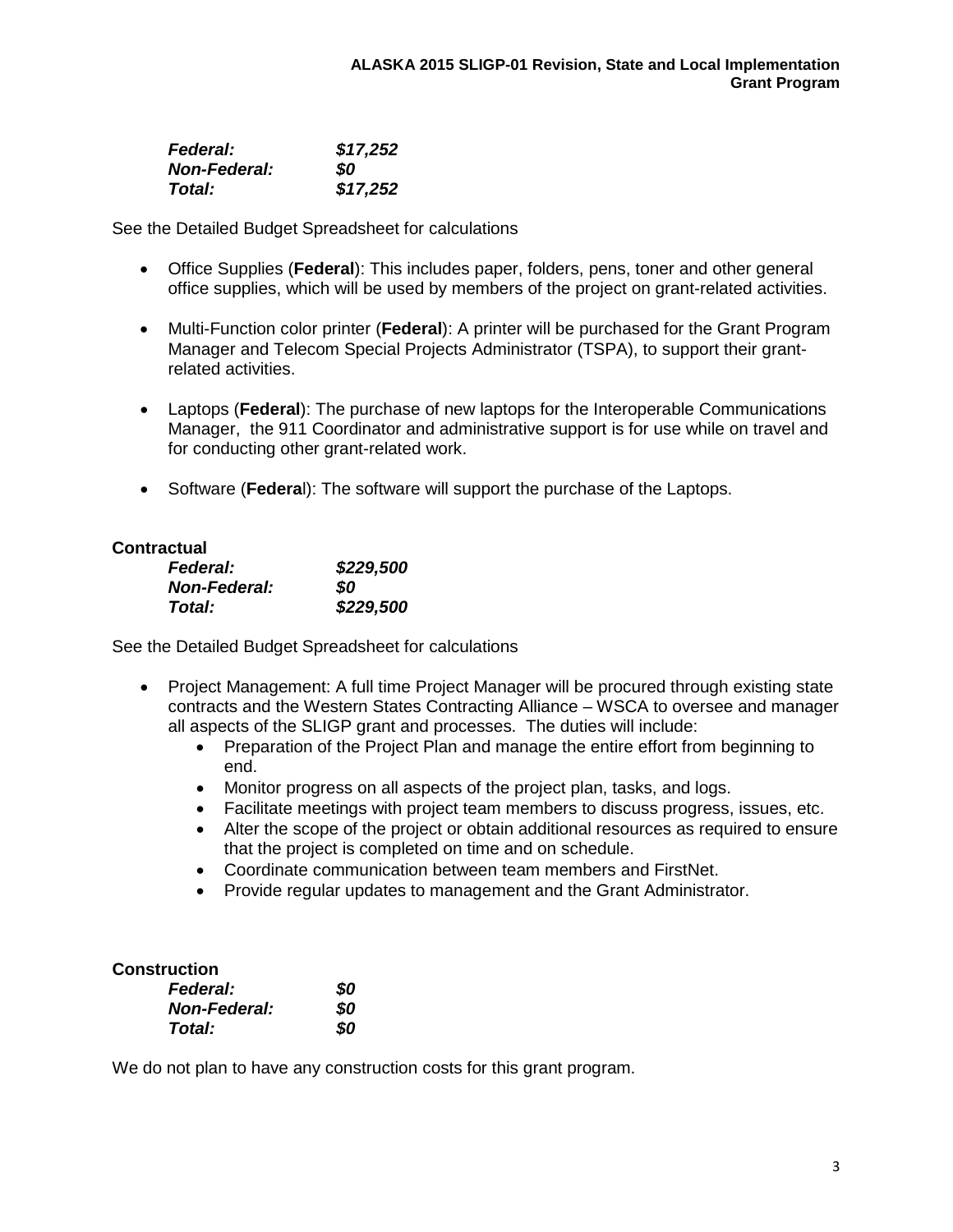***Federal:*** ***$17,252***
***Non-Federal:*** ***$0***
***Total:*** ***$17,252***

See the Detailed Budget Spreadsheet for calculations

- Office Supplies (**Federal**): This includes paper, folders, pens, toner and other general office supplies, which will be used by members of the project on grant-related activities.

- Multi-Function color printer (**Federal**): A printer will be purchased for the Grant Program Manager and Telecom Special Projects Administrator (TSPA), to support their grant-related activities.

- Laptops (**Federal**): The purchase of new laptops for the Interoperable Communications Manager, the 911 Coordinator and administrative support is for use while on travel and for conducting other grant-related work.

- Software (**Federa**l): The software will support the purchase of the Laptops.

**Contractual**

***Federal:*** ***$229,500***
***Non-Federal:*** ***$0***
***Total:*** ***$229,500***

See the Detailed Budget Spreadsheet for calculations

- Project Management: A full time Project Manager will be procured through existing state contracts and the Western States Contracting Alliance – WSCA to oversee and manager all aspects of the SLIGP grant and processes. The duties will include:
  - Preparation of the Project Plan and manage the entire effort from beginning to end.
  - Monitor progress on all aspects of the project plan, tasks, and logs.
  - Facilitate meetings with project team members to discuss progress, issues, etc.
  - Alter the scope of the project or obtain additional resources as required to ensure that the project is completed on time and on schedule.
  - Coordinate communication between team members and FirstNet.
  - Provide regular updates to management and the Grant Administrator.

**Construction**

***Federal:*** ***$0***
***Non-Federal:*** ***$0***
***Total:*** ***$0***

We do not plan to have any construction costs for this grant program.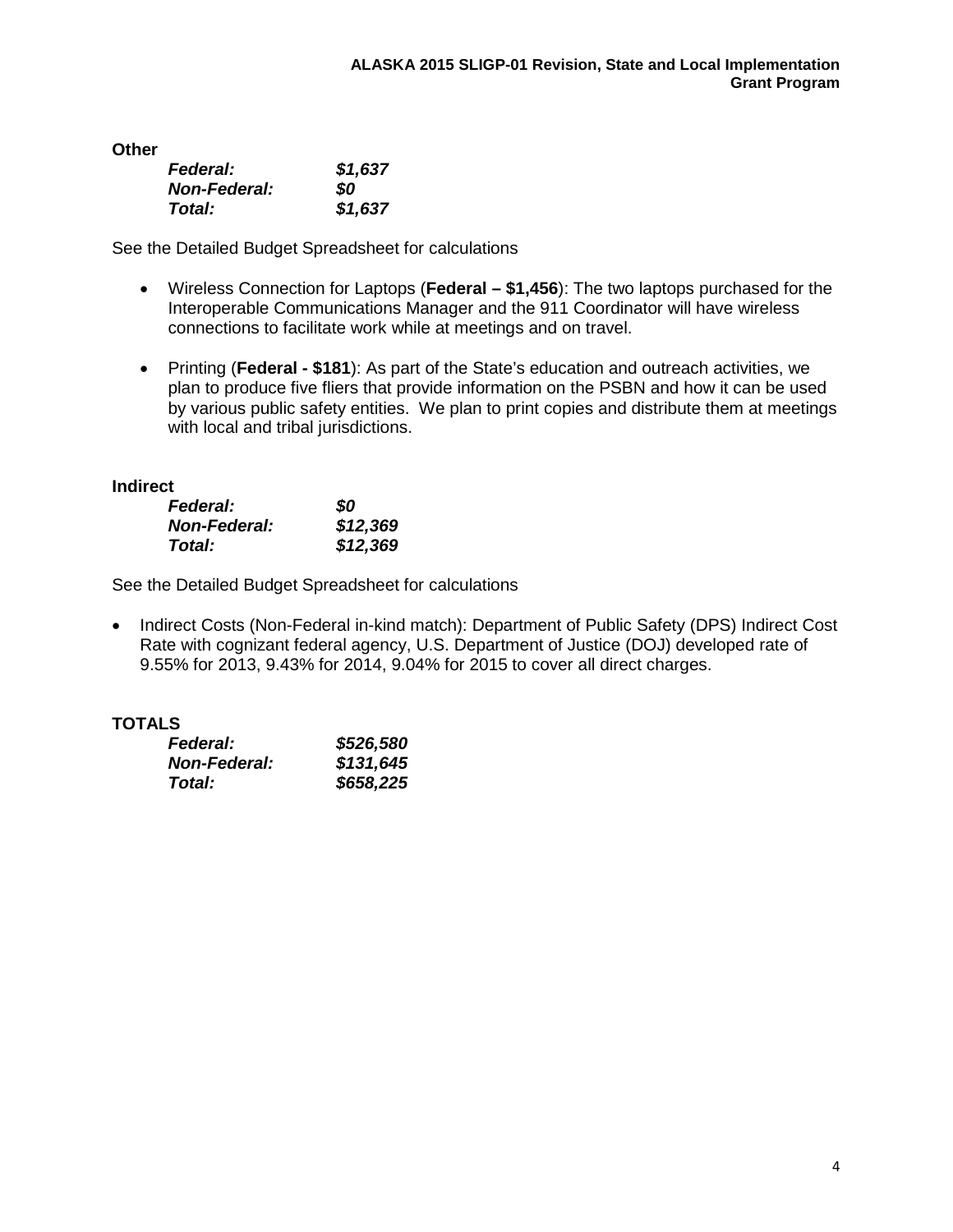**Other**

***Federal:*** ***$1,637***
***Non-Federal:*** ***$0***
***Total:*** ***$1,637***

See the Detailed Budget Spreadsheet for calculations

- Wireless Connection for Laptops (**Federal – $1,456**): The two laptops purchased for the Interoperable Communications Manager and the 911 Coordinator will have wireless connections to facilitate work while at meetings and on travel.

- Printing (**Federal - $181**): As part of the State's education and outreach activities, we plan to produce five fliers that provide information on the PSBN and how it can be used by various public safety entities. We plan to print copies and distribute them at meetings with local and tribal jurisdictions.

**Indirect**

***Federal:*** ***$0***
***Non-Federal:*** ***$12,369***
***Total:*** ***$12,369***

See the Detailed Budget Spreadsheet for calculations

- Indirect Costs (Non-Federal in-kind match): Department of Public Safety (DPS) Indirect Cost Rate with cognizant federal agency, U.S. Department of Justice (DOJ) developed rate of 9.55% for 2013, 9.43% for 2014, 9.04% for 2015 to cover all direct charges.

**TOTALS**

***Federal:*** ***$526,580***
***Non-Federal:*** ***$131,645***
***Total:*** ***$658,225***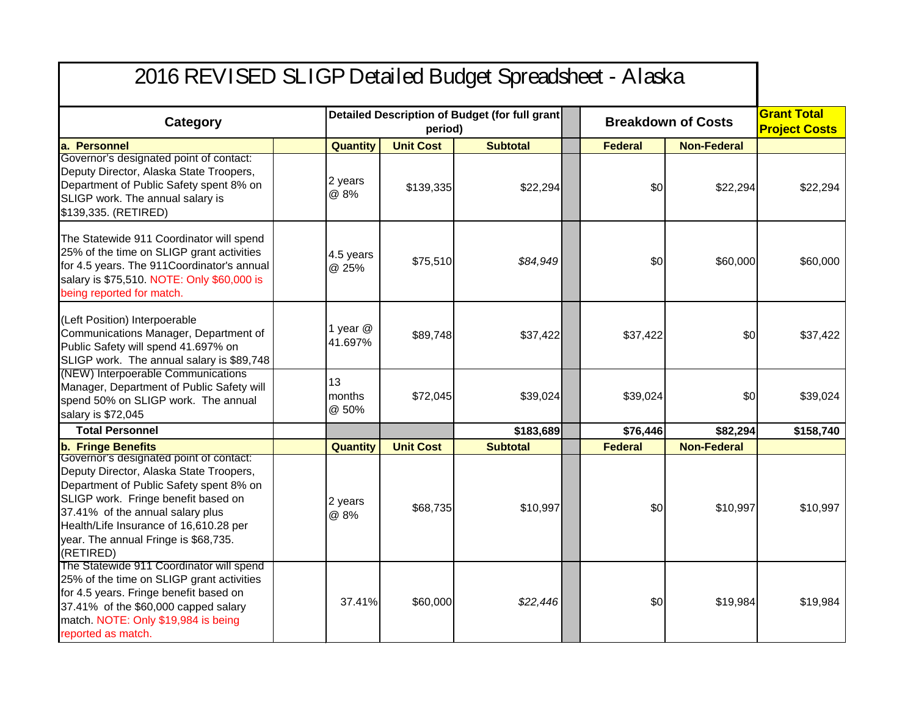# 2016 REVISED SLIGP Detailed Budget Spreadsheet - Alaska

| Category | | Detailed Description of Budget (for full grant period) | | | | Breakdown of Costs | | Grant Total Project Costs |
|---|---|---|---|---|---|---|---|---|
| **a. Personnel** | | **Quantity** | **Unit Cost** | **Subtotal** | | **Federal** | **Non-Federal** | |
| Governor's designated point of contact: Deputy Director, Alaska State Troopers, Department of Public Safety spent 8% on SLIGP work. The annual salary is $139,335. (RETIRED) | | 2 years @ 8% | $139,335 | $22,294 | | $0 | $22,294 | $22,294 |
| The Statewide 911 Coordinator will spend 25% of the time on SLIGP grant activities for 4.5 years. The 911Coordinator's annual salary is $75,510. NOTE: Only $60,000 is being reported for match. | | 4.5 years @ 25% | $75,510 | *$84,949* | | $0 | $60,000 | $60,000 |
| (Left Position) Interpoerable Communications Manager, Department of Public Safety will spend 41.697% on SLIGP work. The annual salary is $89,748 | | 1 year @ 41.697% | $89,748 | $37,422 | | $37,422 | $0 | $37,422 |
| (NEW) Interpoerable Communications Manager, Department of Public Safety will spend 50% on SLIGP work. The annual salary is $72,045 | | 13 months @ 50% | $72,045 | $39,024 | | $39,024 | $0 | $39,024 |
| **Total Personnel** | | | | **$183,689** | | **$76,446** | **$82,294** | **$158,740** |
| **b. Fringe Benefits** | | **Quantity** | **Unit Cost** | **Subtotal** | | **Federal** | **Non-Federal** | |
| Governor's designated point of contact: Deputy Director, Alaska State Troopers, Department of Public Safety spent 8% on SLIGP work. Fringe benefit based on 37.41% of the annual salary plus Health/Life Insurance of 16,610.28 per year. The annual Fringe is $68,735. (RETIRED) | | 2 years @ 8% | $68,735 | $10,997 | | $0 | $10,997 | $10,997 |
| The Statewide 911 Coordinator will spend 25% of the time on SLIGP grant activities for 4.5 years. Fringe benefit based on 37.41% of the $60,000 capped salary match. NOTE: Only $19,984 is being reported as match. | | 37.41% | $60,000 | *$22,446* | | $0 | $19,984 | $19,984 |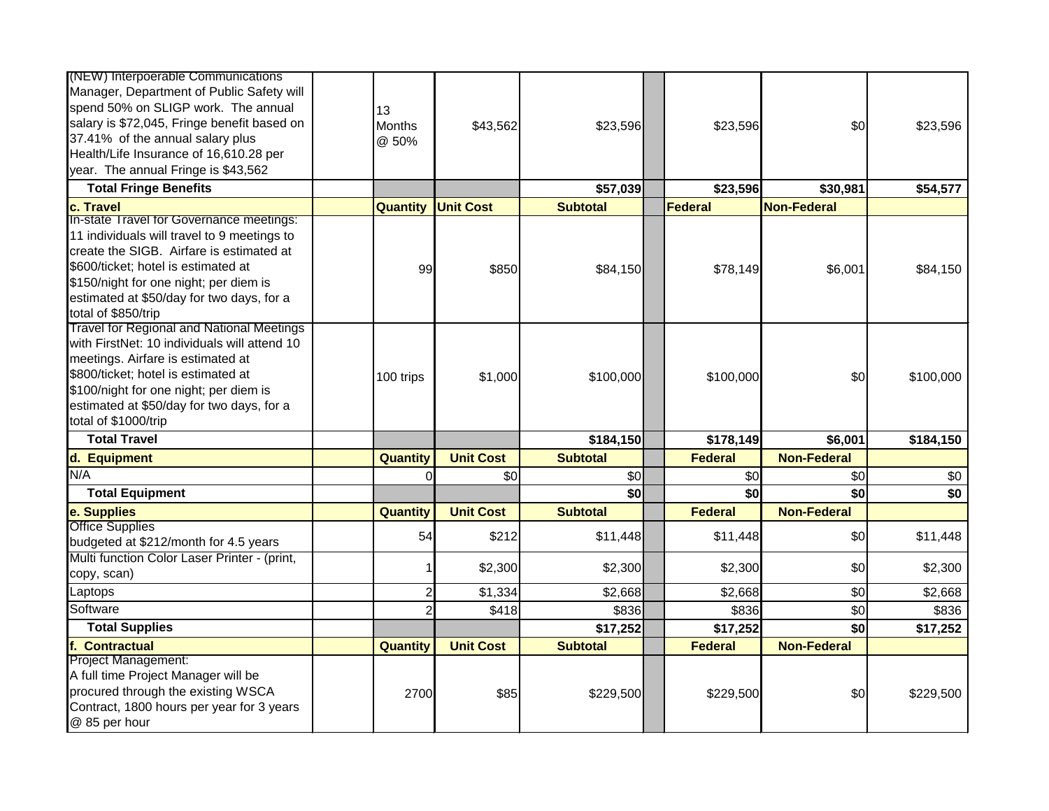| (NEW) Interpoerable Communications Manager, Department of Public Safety will spend 50% on SLIGP work. The annual salary is $72,045, Fringe benefit based on 37.41% of the annual salary plus Health/Life Insurance of 16,610.28 per year. The annual Fringe is $43,562 | | 13 Months @ 50% | $43,562 | $23,596 | | $23,596 | $0 | $23,596 |
|---|---|---|---|---|---|---|---|---|
| **Total Fringe Benefits** | | | | **$57,039** | | **$23,596** | **$30,981** | **$54,577** |
| **c. Travel** | | **Quantity** | **Unit Cost** | **Subtotal** | | **Federal** | **Non-Federal** | |
| In-state Travel for Governance meetings: 11 individuals will travel to 9 meetings to create the SIGB. Airfare is estimated at $600/ticket; hotel is estimated at $150/night for one night; per diem is estimated at $50/day for two days, for a total of $850/trip | | 99 | $850 | $84,150 | | $78,149 | $6,001 | $84,150 |
| Travel for Regional and National Meetings with FirstNet: 10 individuals will attend 10 meetings. Airfare is estimated at $800/ticket; hotel is estimated at $100/night for one night; per diem is estimated at $50/day for two days, for a total of $1000/trip | | 100 trips | $1,000 | $100,000 | | $100,000 | $0 | $100,000 |
| **Total Travel** | | | | **$184,150** | | **$178,149** | **$6,001** | **$184,150** |
| **d. Equipment** | | **Quantity** | **Unit Cost** | **Subtotal** | | **Federal** | **Non-Federal** | |
| N/A | | 0 | $0 | $0 | | $0 | $0 | $0 |
| **Total Equipment** | | | | **$0** | | **$0** | **$0** | **$0** |
| **e. Supplies** | | **Quantity** | **Unit Cost** | **Subtotal** | | **Federal** | **Non-Federal** | |
| Office Supplies budgeted at $212/month for 4.5 years | | 54 | $212 | $11,448 | | $11,448 | $0 | $11,448 |
| Multi function Color Laser Printer - (print, copy, scan) | | 1 | $2,300 | $2,300 | | $2,300 | $0 | $2,300 |
| Laptops | | 2 | $1,334 | $2,668 | | $2,668 | $0 | $2,668 |
| Software | | 2 | $418 | $836 | | $836 | $0 | $836 |
| **Total Supplies** | | | | **$17,252** | | **$17,252** | **$0** | **$17,252** |
| **f. Contractual** | | **Quantity** | **Unit Cost** | **Subtotal** | | **Federal** | **Non-Federal** | |
| Project Management: A full time Project Manager will be procured through the existing WSCA Contract, 1800 hours per year for 3 years @ 85 per hour | | 2700 | $85 | $229,500 | | $229,500 | $0 | $229,500 |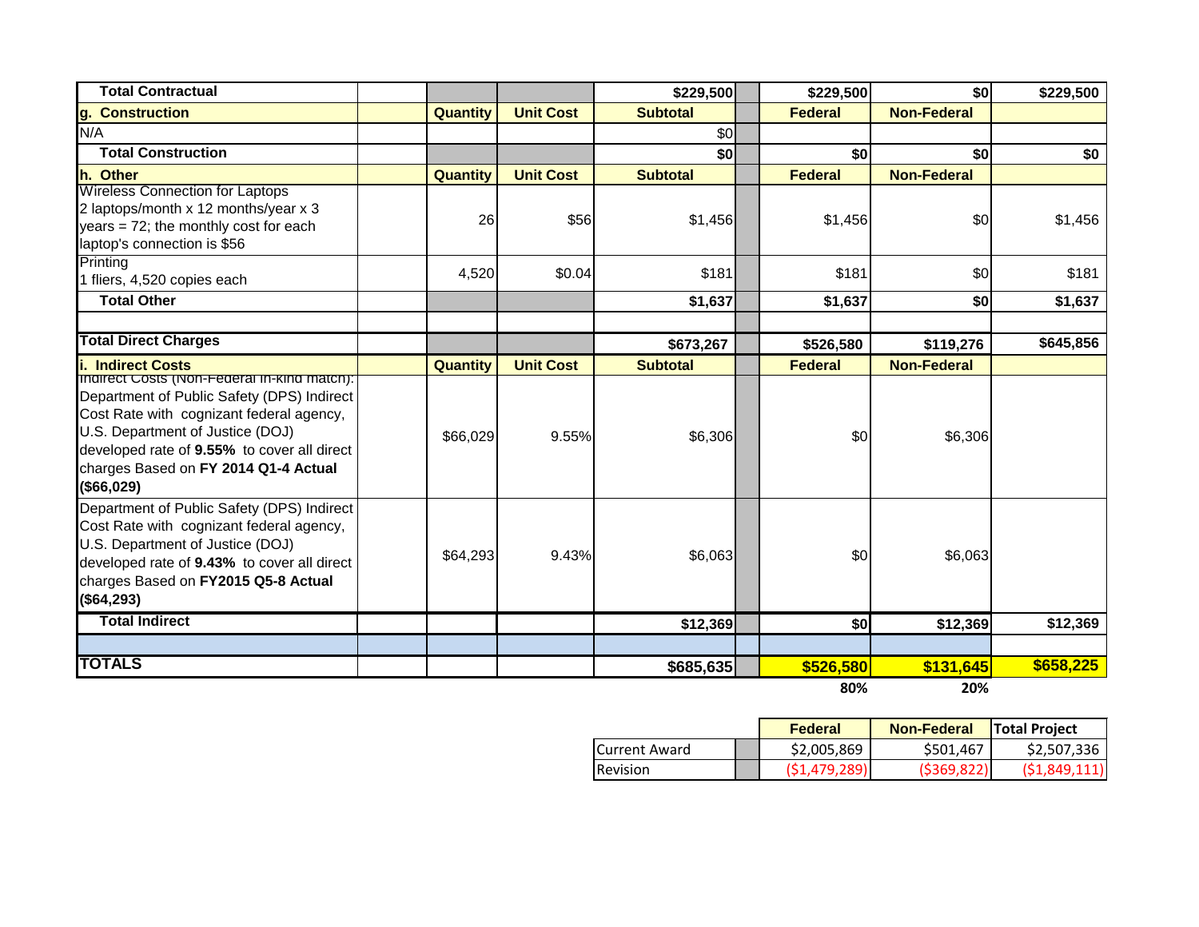| | | | | | | | | |
|---|---|---|---|---|---|---|---|---|
| **Total Contractual** | | | | **$229,500** | | **$229,500** | **$0** | **$229,500** |
| **g. Construction** | | **Quantity** | **Unit Cost** | **Subtotal** | | **Federal** | **Non-Federal** | |
| N/A | | | | $0 | | | | |
| **Total Construction** | | | | **$0** | | **$0** | **$0** | **$0** |
| **h. Other** | | **Quantity** | **Unit Cost** | **Subtotal** | | **Federal** | **Non-Federal** | |
| Wireless Connection for Laptops 2 laptops/month x 12 months/year x 3 years = 72; the monthly cost for each laptop's connection is $56 | | 26 | $56 | $1,456 | | $1,456 | $0 | $1,456 |
| Printing 1 fliers, 4,520 copies each | | 4,520 | $0.04 | $181 | | $181 | $0 | $181 |
| **Total Other** | | | | **$1,637** | | **$1,637** | **$0** | **$1,637** |
| | | | | | | | | |
| **Total Direct Charges** | | | | **$673,267** | | **$526,580** | **$119,276** | **$645,856** |
| **i. Indirect Costs** | | **Quantity** | **Unit Cost** | **Subtotal** | | **Federal** | **Non-Federal** | |
| Indirect Costs (Non-Federal in-kind match): Department of Public Safety (DPS) Indirect Cost Rate with cognizant federal agency, U.S. Department of Justice (DOJ) developed rate of **9.55%** to cover all direct charges Based on **FY 2014 Q1-4 Actual ($66,029)** | | $66,029 | 9.55% | $6,306 | | $0 | $6,306 | |
| Department of Public Safety (DPS) Indirect Cost Rate with cognizant federal agency, U.S. Department of Justice (DOJ) developed rate of **9.43%** to cover all direct charges Based on **FY2015 Q5-8 Actual ($64,293)** | | $64,293 | 9.43% | $6,063 | | $0 | $6,063 | |
| **Total Indirect** | | | | **$12,369** | | **$0** | **$12,369** | **$12,369** |
| | | | | | | | | |
| **TOTALS** | | | | **$685,635** | | **$526,580** | **$131,645** | **$658,225** |
| | | | | | | **80%** | **20%** | |

| | | Federal | Non-Federal | Total Project |
|---|---|---|---|---|
| Current Award | | $2,005,869 | $501,467 | $2,507,336 |
| Revision | | ($1,479,289) | ($369,822) | ($1,849,111) |